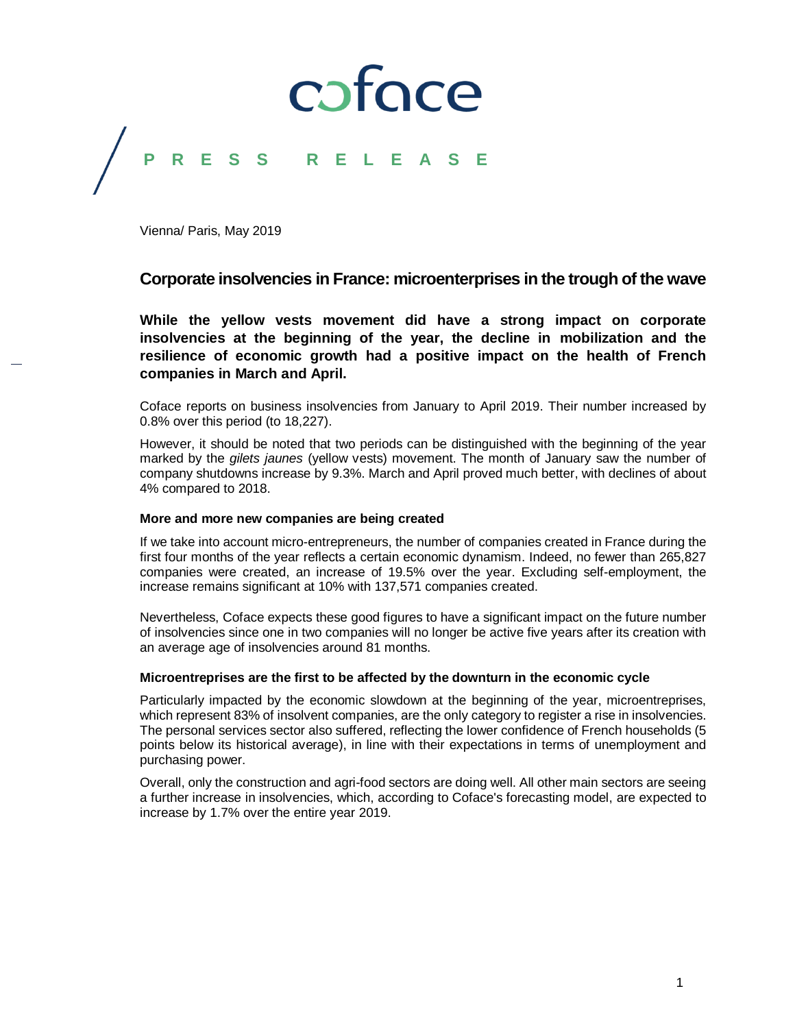coface

PRESS RELEASE

Vienna/ Paris, May 2019

## Corporate insolvencies in France: microenterprises in the trough of the wave

**While the yellow vests movement did have a strong impact on corporate insolvencies at the beginning of the year, the decline in mobilization and the resilience of economic growth had a positive impact on the health of French companies in March and April.**

Coface reports on business insolvencies from January to April 2019. Their number increased by 0.8% over this period (to 18,227).

However, it should be noted that two periods can be distinguished with the beginning of the year marked by the *gilets jaunes* (yellow vests) movement. The month of January saw the number of company shutdowns increase by 9.3%. March and April proved much better, with declines of about 4% compared to 2018.

### More and more new companies are being created

If we take into account micro-entrepreneurs, the number of companies created in France during the first four months of the year reflects a certain economic dynamism. Indeed, no fewer than 265,827 companies were created, an increase of 19.5% over the year. Excluding self-employment, the increase remains significant at 10% with 137,571 companies created.

Nevertheless, Coface expects these good figures to have a significant impact on the future number of insolvencies since one in two companies will no longer be active five years after its creation with an average age of insolvencies around 81 months.

### Microentreprises are the first to be affected by the downturn in the economic cycle

Particularly impacted by the economic slowdown at the beginning of the year, microentreprises, which represent 83% of insolvent companies, are the only category to register a rise in insolvencies. The personal services sector also suffered, reflecting the lower confidence of French households (5 points below its historical average), in line with their expectations in terms of unemployment and purchasing power.

Overall, only the construction and agri-food sectors are doing well. All other main sectors are seeing a further increase in insolvencies, which, according to Coface's forecasting model, are expected to increase by 1.7% over the entire year 2019.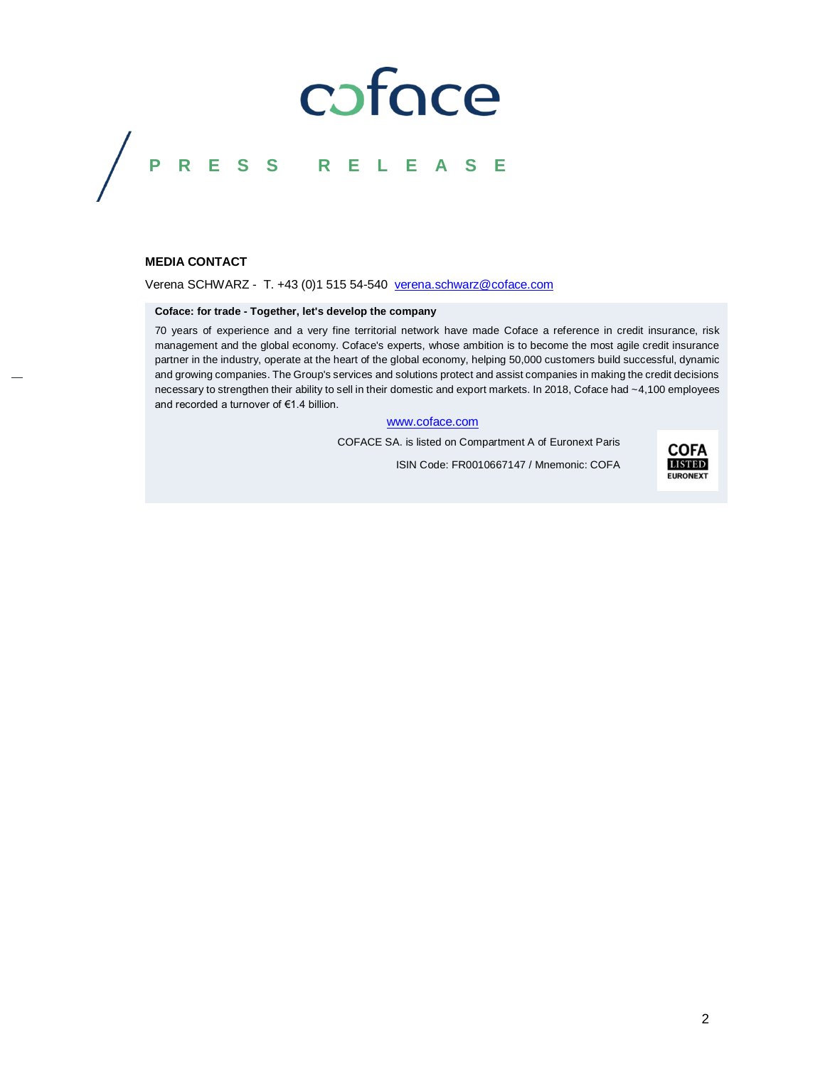coface

PRESS RELEASE

**MEDIA CONTACT**

Verena SCHWARZ - T. +43 (0)1 515 54-540 verena.schwarz@coface.com

**Coface: for trade - Together, let's develop the company**

70 years of experience and a very fine territorial network have made Coface a reference in credit insurance, risk management and the global economy. Coface's experts, whose ambition is to become the most agile credit insurance partner in the industry, operate at the heart of the global economy, helping 50,000 customers build successful, dynamic and growing companies. The Group's services and solutions protect and assist companies in making the credit decisions necessary to strengthen their ability to sell in their domestic and export markets. In 2018, Coface had ~4,100 employees and recorded a turnover of €1.4 billion.

www.coface.com

COFACE SA. is listed on Compartment A of Euronext Paris

ISIN Code: FR0010667147 / Mnemonic: COFA

COFA LISTED EURONEXT